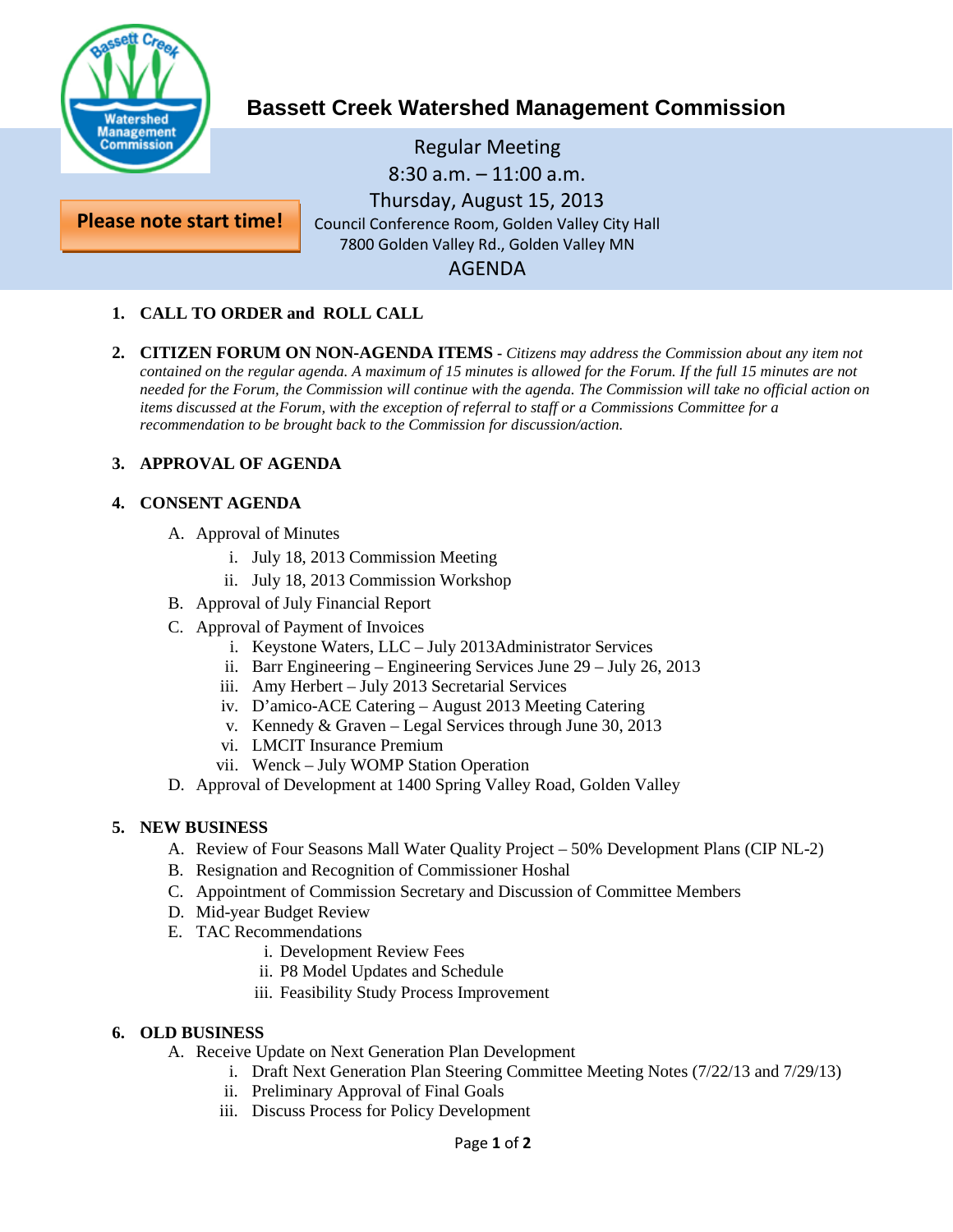# Bassett Creek Watershed Management Commission

Regular Meeting
8:30 a.m. – 11:00 a.m.
Thursday, August 15, 2013

**Please note start time!**

Council Conference Room, Golden Valley City Hall
7800 Golden Valley Rd., Golden Valley MN

AGENDA

1. **CALL TO ORDER and ROLL CALL**

2. **CITIZEN FORUM ON NON-AGENDA ITEMS** - *Citizens may address the Commission about any item not contained on the regular agenda. A maximum of 15 minutes is allowed for the Forum. If the full 15 minutes are not needed for the Forum, the Commission will continue with the agenda. The Commission will take no official action on items discussed at the Forum, with the exception of referral to staff or a Commissions Committee for a recommendation to be brought back to the Commission for discussion/action.*

3. **APPROVAL OF AGENDA**

4. **CONSENT AGENDA**
   - A. Approval of Minutes
     - i. July 18, 2013 Commission Meeting
     - ii. July 18, 2013 Commission Workshop
   - B. Approval of July Financial Report
   - C. Approval of Payment of Invoices
     - i. Keystone Waters, LLC – July 2013Administrator Services
     - ii. Barr Engineering – Engineering Services June 29 – July 26, 2013
     - iii. Amy Herbert – July 2013 Secretarial Services
     - iv. D'amico-ACE Catering – August 2013 Meeting Catering
     - v. Kennedy & Graven – Legal Services through June 30, 2013
     - vi. LMCIT Insurance Premium
     - vii. Wenck – July WOMP Station Operation
   - D. Approval of Development at 1400 Spring Valley Road, Golden Valley

5. **NEW BUSINESS**
   - A. Review of Four Seasons Mall Water Quality Project – 50% Development Plans (CIP NL-2)
   - B. Resignation and Recognition of Commissioner Hoshal
   - C. Appointment of Commission Secretary and Discussion of Committee Members
   - D. Mid-year Budget Review
   - E. TAC Recommendations
     - i. Development Review Fees
     - ii. P8 Model Updates and Schedule
     - iii. Feasibility Study Process Improvement

6. **OLD BUSINESS**
   - A. Receive Update on Next Generation Plan Development
     - i. Draft Next Generation Plan Steering Committee Meeting Notes (7/22/13 and 7/29/13)
     - ii. Preliminary Approval of Final Goals
     - iii. Discuss Process for Policy Development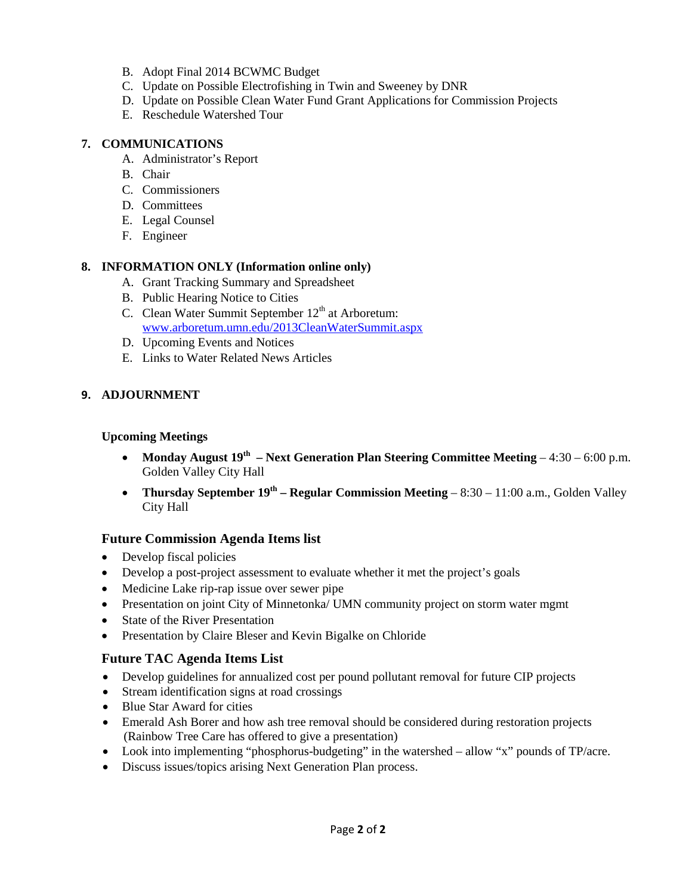B. Adopt Final 2014 BCWMC Budget
C. Update on Possible Electrofishing in Twin and Sweeney by DNR
D. Update on Possible Clean Water Fund Grant Applications for Commission Projects
E. Reschedule Watershed Tour

**7. COMMUNICATIONS**

A. Administrator's Report
B. Chair
C. Commissioners
D. Committees
E. Legal Counsel
F. Engineer

**8. INFORMATION ONLY (Information online only)**

A. Grant Tracking Summary and Spreadsheet
B. Public Hearing Notice to Cities
C. Clean Water Summit September 12th at Arboretum: [www.arboretum.umn.edu/2013CleanWaterSummit.aspx](www.arboretum.umn.edu/2013CleanWaterSummit.aspx)
D. Upcoming Events and Notices
E. Links to Water Related News Articles

**9. ADJOURNMENT**

**Upcoming Meetings**

- **Monday August 19th – Next Generation Plan Steering Committee Meeting** – 4:30 – 6:00 p.m. Golden Valley City Hall
- **Thursday September 19th – Regular Commission Meeting** – 8:30 – 11:00 a.m., Golden Valley City Hall

## Future Commission Agenda Items list

- Develop fiscal policies
- Develop a post-project assessment to evaluate whether it met the project's goals
- Medicine Lake rip-rap issue over sewer pipe
- Presentation on joint City of Minnetonka/ UMN community project on storm water mgmt
- State of the River Presentation
- Presentation by Claire Bleser and Kevin Bigalke on Chloride

## Future TAC Agenda Items List

- Develop guidelines for annualized cost per pound pollutant removal for future CIP projects
- Stream identification signs at road crossings
- Blue Star Award for cities
- Emerald Ash Borer and how ash tree removal should be considered during restoration projects (Rainbow Tree Care has offered to give a presentation)
- Look into implementing "phosphorus-budgeting" in the watershed – allow "x" pounds of TP/acre.
- Discuss issues/topics arising Next Generation Plan process.